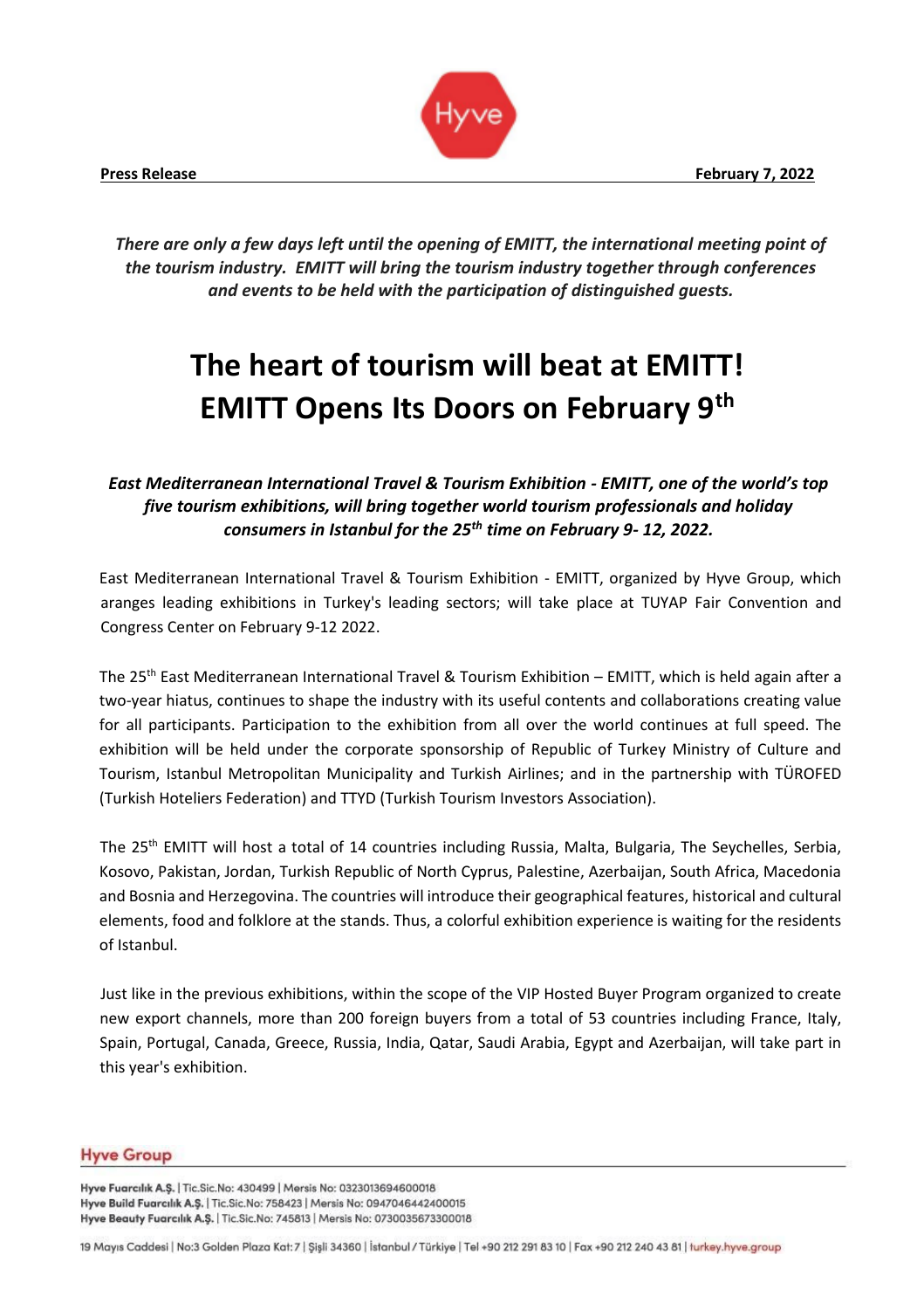**Press Release** **February 7, 2022**

*There are only a few days left until the opening of EMITT, the international meeting point of the tourism industry. EMITT will bring the tourism industry together through conferences and events to be held with the participation of distinguished guests.*

# The heart of tourism will beat at EMITT!
# EMITT Opens Its Doors on February 9th

***East Mediterranean International Travel & Tourism Exhibition - EMITT, one of the world's top five tourism exhibitions, will bring together world tourism professionals and holiday consumers in Istanbul for the 25th time on February 9- 12, 2022.***

East Mediterranean International Travel & Tourism Exhibition - EMITT, organized by Hyve Group, which aranges leading exhibitions in Turkey's leading sectors; will take place at TUYAP Fair Convention and Congress Center on February 9-12 2022.

The 25th East Mediterranean International Travel & Tourism Exhibition – EMITT, which is held again after a two-year hiatus, continues to shape the industry with its useful contents and collaborations creating value for all participants. Participation to the exhibition from all over the world continues at full speed. The exhibition will be held under the corporate sponsorship of Republic of Turkey Ministry of Culture and Tourism, Istanbul Metropolitan Municipality and Turkish Airlines; and in the partnership with TÜROFED (Turkish Hoteliers Federation) and TTYD (Turkish Tourism Investors Association).

The 25th EMITT will host a total of 14 countries including Russia, Malta, Bulgaria, The Seychelles, Serbia, Kosovo, Pakistan, Jordan, Turkish Republic of North Cyprus, Palestine, Azerbaijan, South Africa, Macedonia and Bosnia and Herzegovina. The countries will introduce their geographical features, historical and cultural elements, food and folklore at the stands. Thus, a colorful exhibition experience is waiting for the residents of Istanbul.

Just like in the previous exhibitions, within the scope of the VIP Hosted Buyer Program organized to create new export channels, more than 200 foreign buyers from a total of 53 countries including France, Italy, Spain, Portugal, Canada, Greece, Russia, India, Qatar, Saudi Arabia, Egypt and Azerbaijan, will take part in this year's exhibition.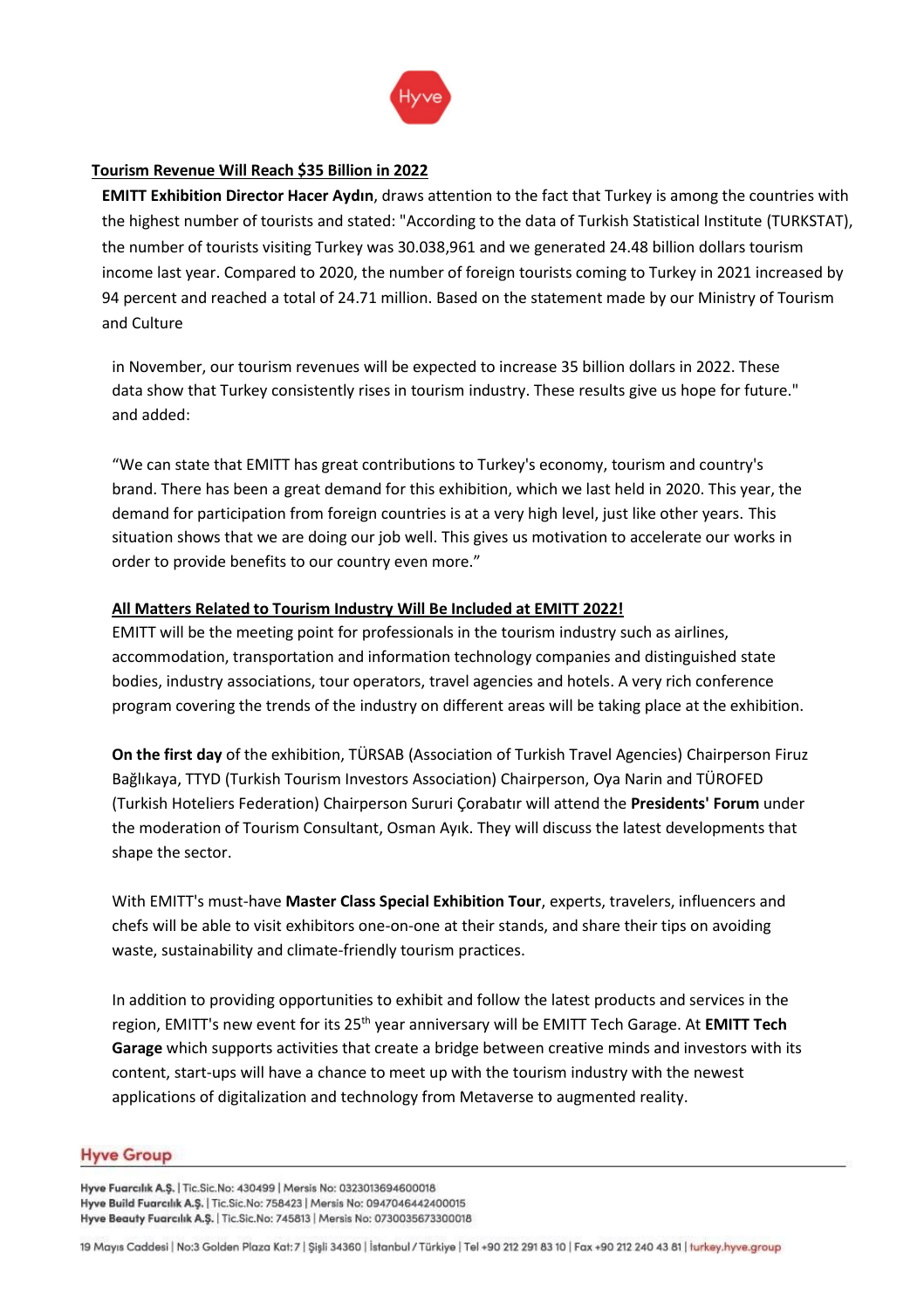## Tourism Revenue Will Reach $35 Billion in 2022

**EMITT Exhibition Director Hacer Aydın**, draws attention to the fact that Turkey is among the countries with the highest number of tourists and stated: "According to the data of Turkish Statistical Institute (TURKSTAT), the number of tourists visiting Turkey was 30.038,961 and we generated 24.48 billion dollars tourism income last year. Compared to 2020, the number of foreign tourists coming to Turkey in 2021 increased by 94 percent and reached a total of 24.71 million. Based on the statement made by our Ministry of Tourism and Culture

in November, our tourism revenues will be expected to increase 35 billion dollars in 2022. These data show that Turkey consistently rises in tourism industry. These results give us hope for future." and added:

"We can state that EMITT has great contributions to Turkey's economy, tourism and country's brand. There has been a great demand for this exhibition, which we last held in 2020. This year, the demand for participation from foreign countries is at a very high level, just like other years. This situation shows that we are doing our job well. This gives us motivation to accelerate our works in order to provide benefits to our country even more."

## All Matters Related to Tourism Industry Will Be Included at EMITT 2022!

EMITT will be the meeting point for professionals in the tourism industry such as airlines, accommodation, transportation and information technology companies and distinguished state bodies, industry associations, tour operators, travel agencies and hotels. A very rich conference program covering the trends of the industry on different areas will be taking place at the exhibition.

**On the first day** of the exhibition, TÜRSAB (Association of Turkish Travel Agencies) Chairperson Firuz Bağlıkaya, TTYD (Turkish Tourism Investors Association) Chairperson, Oya Narin and TÜROFED (Turkish Hoteliers Federation) Chairperson Sururi Çorabatır will attend the **Presidents' Forum** under the moderation of Tourism Consultant, Osman Ayık. They will discuss the latest developments that shape the sector.

With EMITT's must-have **Master Class Special Exhibition Tour**, experts, travelers, influencers and chefs will be able to visit exhibitors one-on-one at their stands, and share their tips on avoiding waste, sustainability and climate-friendly tourism practices.

In addition to providing opportunities to exhibit and follow the latest products and services in the region, EMITT's new event for its 25th year anniversary will be EMITT Tech Garage. At **EMITT Tech Garage** which supports activities that create a bridge between creative minds and investors with its content, start-ups will have a chance to meet up with the tourism industry with the newest applications of digitalization and technology from Metaverse to augmented reality.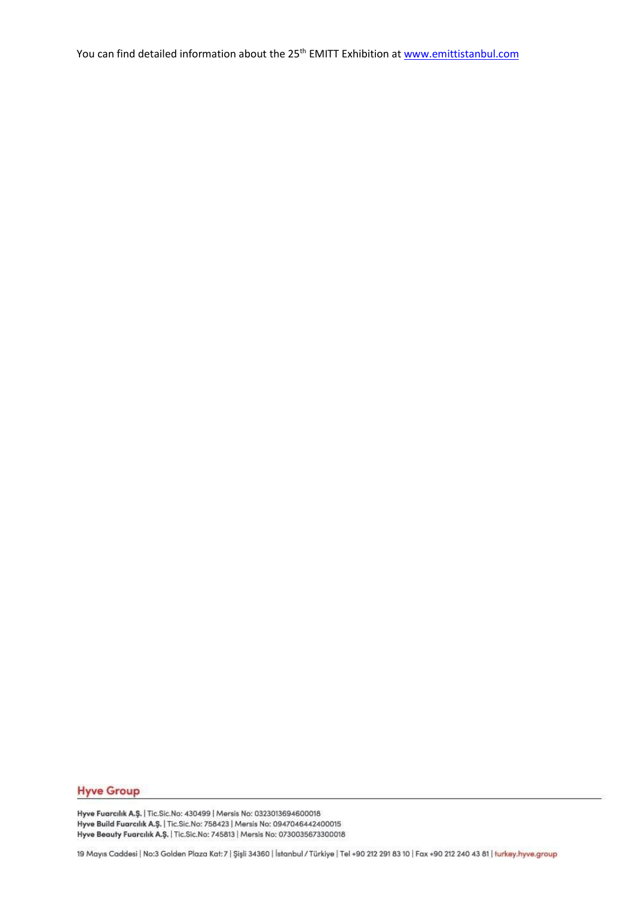You can find detailed information about the 25th EMITT Exhibition at www.emittistanbul.com